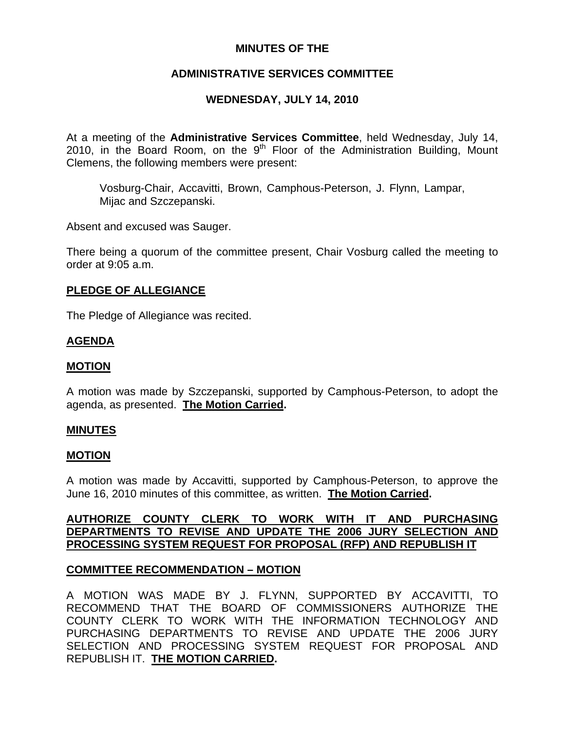# MINUTES OF THE

## ADMINISTRATIVE SERVICES COMMITTEE

## WEDNESDAY, JULY 14, 2010

At a meeting of the **Administrative Services Committee**, held Wednesday, July 14, 2010, in the Board Room, on the 9th Floor of the Administration Building, Mount Clemens, the following members were present:

> Vosburg-Chair, Accavitti, Brown, Camphous-Peterson, J. Flynn, Lampar, Mijac and Szczepanski.

Absent and excused was Sauger.

There being a quorum of the committee present, Chair Vosburg called the meeting to order at 9:05 a.m.

**PLEDGE OF ALLEGIANCE**

The Pledge of Allegiance was recited.

**AGENDA**

**MOTION**

A motion was made by Szczepanski, supported by Camphous-Peterson, to adopt the agenda, as presented. **The Motion Carried.**

**MINUTES**

**MOTION**

A motion was made by Accavitti, supported by Camphous-Peterson, to approve the June 16, 2010 minutes of this committee, as written. **The Motion Carried.**

**AUTHORIZE COUNTY CLERK TO WORK WITH IT AND PURCHASING DEPARTMENTS TO REVISE AND UPDATE THE 2006 JURY SELECTION AND PROCESSING SYSTEM REQUEST FOR PROPOSAL (RFP) AND REPUBLISH IT**

**COMMITTEE RECOMMENDATION – MOTION**

A MOTION WAS MADE BY J. FLYNN, SUPPORTED BY ACCAVITTI, TO RECOMMEND THAT THE BOARD OF COMMISSIONERS AUTHORIZE THE COUNTY CLERK TO WORK WITH THE INFORMATION TECHNOLOGY AND PURCHASING DEPARTMENTS TO REVISE AND UPDATE THE 2006 JURY SELECTION AND PROCESSING SYSTEM REQUEST FOR PROPOSAL AND REPUBLISH IT. **THE MOTION CARRIED.**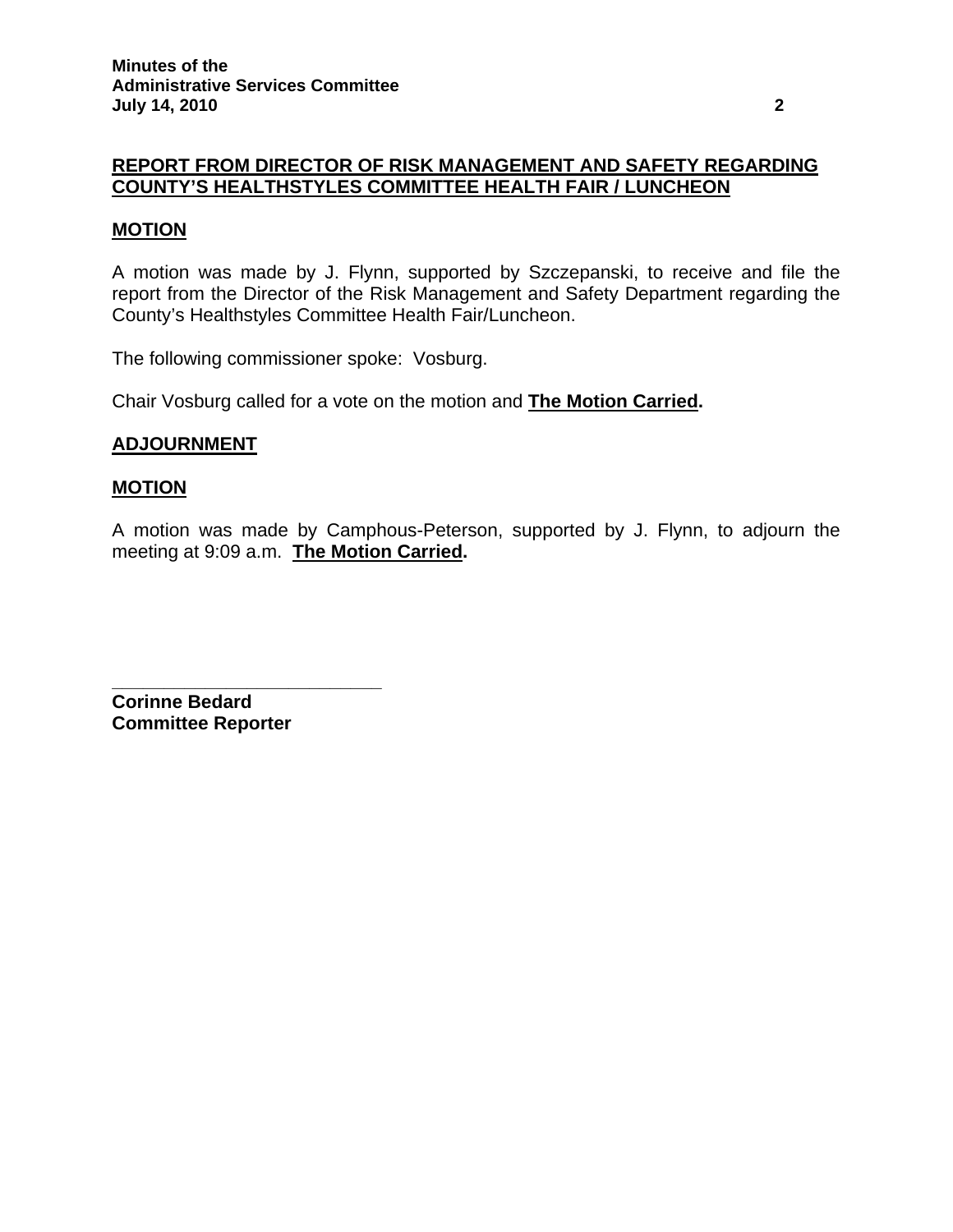## REPORT FROM DIRECTOR OF RISK MANAGEMENT AND SAFETY REGARDING COUNTY'S HEALTHSTYLES COMMITTEE HEALTH FAIR / LUNCHEON

### MOTION

A motion was made by J. Flynn, supported by Szczepanski, to receive and file the report from the Director of the Risk Management and Safety Department regarding the County's Healthstyles Committee Health Fair/Luncheon.

The following commissioner spoke: Vosburg.

Chair Vosburg called for a vote on the motion and **The Motion Carried.**

## ADJOURNMENT

### MOTION

A motion was made by Camphous-Peterson, supported by J. Flynn, to adjourn the meeting at 9:09 a.m. **The Motion Carried.**

\_\_\_\_\_\_\_\_\_\_\_\_\_\_\_\_\_\_\_\_\_\_\_\_\_\_\_\_

**Corinne Bedard**
**Committee Reporter**